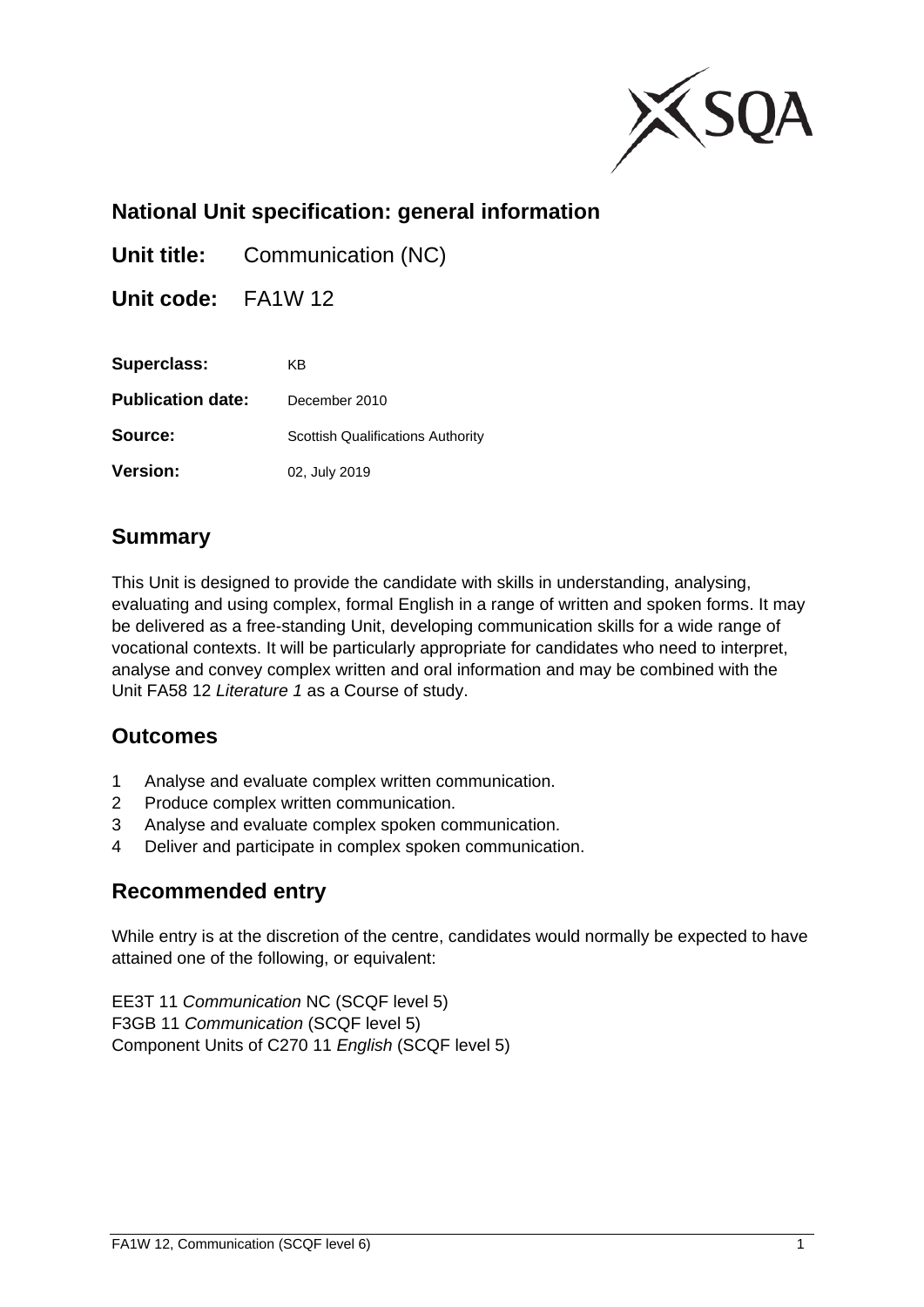## National Unit specification: general information

**Unit title:** Communication (NC)

**Unit code:** FA1W 12

**Superclass:** KB

**Publication date:** December 2010

**Source:** Scottish Qualifications Authority

**Version:** 02, July 2019

## Summary

This Unit is designed to provide the candidate with skills in understanding, analysing, evaluating and using complex, formal English in a range of written and spoken forms. It may be delivered as a free-standing Unit, developing communication skills for a wide range of vocational contexts. It will be particularly appropriate for candidates who need to interpret, analyse and convey complex written and oral information and may be combined with the Unit FA58 12 *Literature 1* as a Course of study.

## Outcomes

1 Analyse and evaluate complex written communication.
2 Produce complex written communication.
3 Analyse and evaluate complex spoken communication.
4 Deliver and participate in complex spoken communication.

## Recommended entry

While entry is at the discretion of the centre, candidates would normally be expected to have attained one of the following, or equivalent:

EE3T 11 *Communication* NC (SCQF level 5)
F3GB 11 *Communication* (SCQF level 5)
Component Units of C270 11 *English* (SCQF level 5)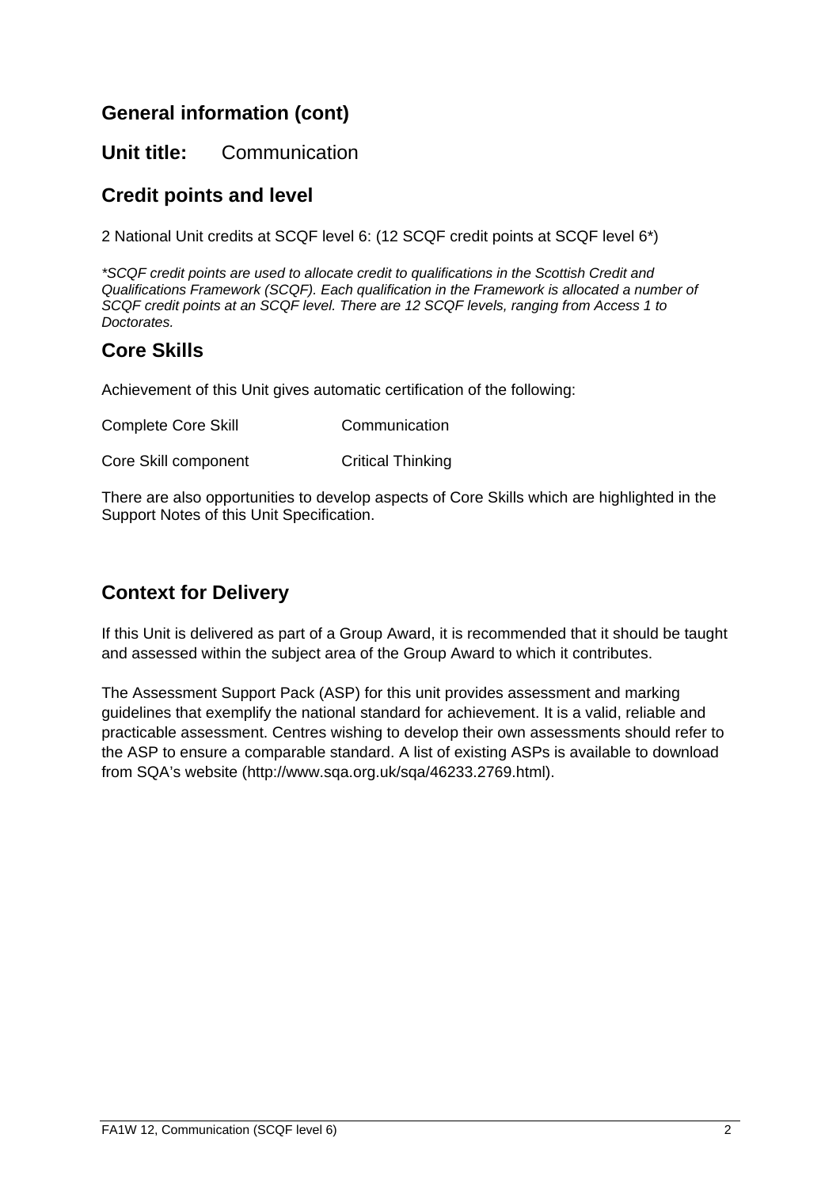## General information (cont)

**Unit title:** Communication

## Credit points and level

2 National Unit credits at SCQF level 6: (12 SCQF credit points at SCQF level 6*)

*\*SCQF credit points are used to allocate credit to qualifications in the Scottish Credit and Qualifications Framework (SCQF). Each qualification in the Framework is allocated a number of SCQF credit points at an SCQF level. There are 12 SCQF levels, ranging from Access 1 to Doctorates.*

## Core Skills

Achievement of this Unit gives automatic certification of the following:

| | |
|---|---|
| Complete Core Skill | Communication |
| Core Skill component | Critical Thinking |

There are also opportunities to develop aspects of Core Skills which are highlighted in the Support Notes of this Unit Specification.

## Context for Delivery

If this Unit is delivered as part of a Group Award, it is recommended that it should be taught and assessed within the subject area of the Group Award to which it contributes.

The Assessment Support Pack (ASP) for this unit provides assessment and marking guidelines that exemplify the national standard for achievement. It is a valid, reliable and practicable assessment. Centres wishing to develop their own assessments should refer to the ASP to ensure a comparable standard. A list of existing ASPs is available to download from SQA's website (http://www.sqa.org.uk/sqa/46233.2769.html).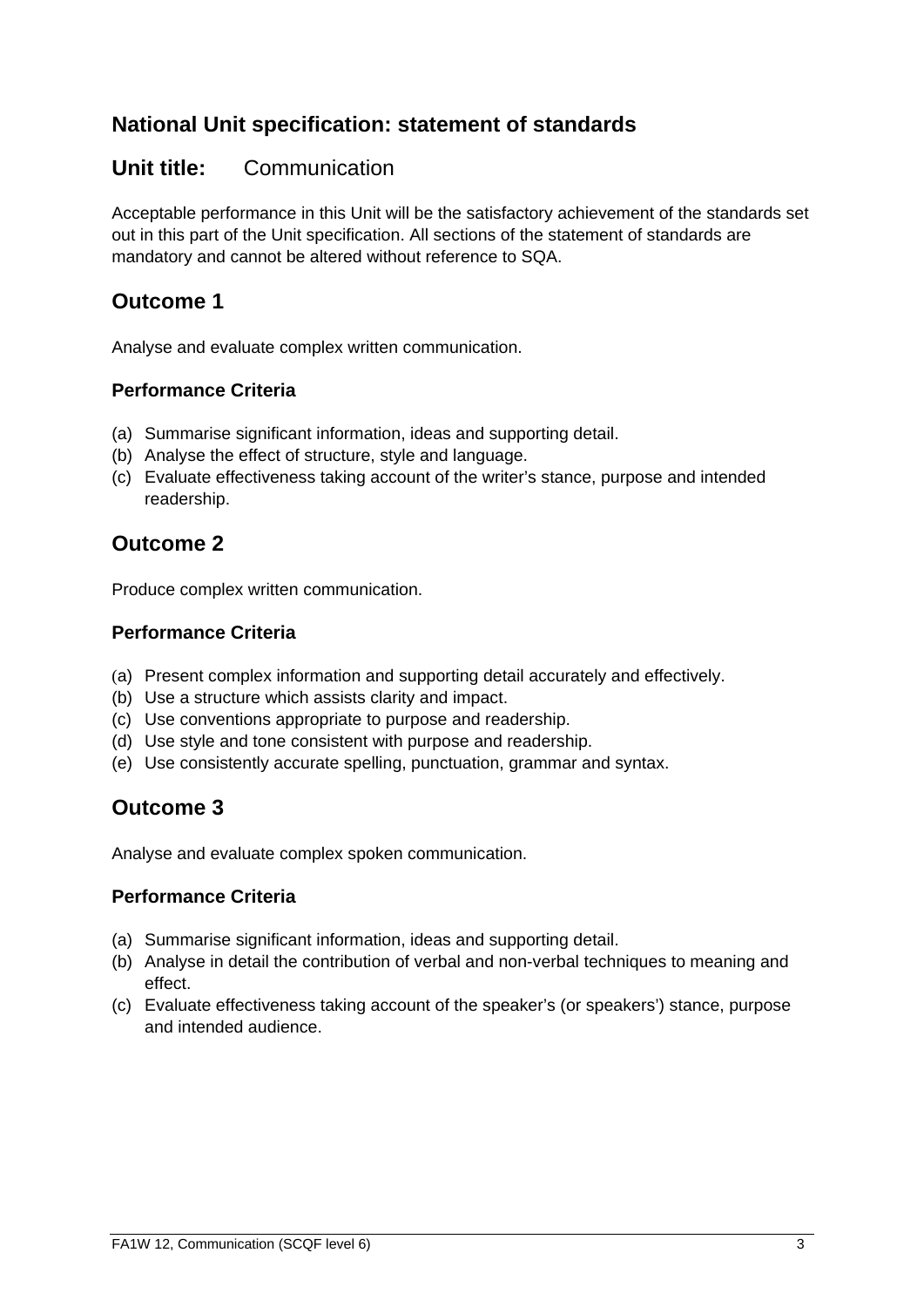## National Unit specification: statement of standards

## Unit title: Communication

Acceptable performance in this Unit will be the satisfactory achievement of the standards set out in this part of the Unit specification. All sections of the statement of standards are mandatory and cannot be altered without reference to SQA.

## Outcome 1

Analyse and evaluate complex written communication.

### Performance Criteria

(a) Summarise significant information, ideas and supporting detail.
(b) Analyse the effect of structure, style and language.
(c) Evaluate effectiveness taking account of the writer's stance, purpose and intended readership.

## Outcome 2

Produce complex written communication.

### Performance Criteria

(a) Present complex information and supporting detail accurately and effectively.
(b) Use a structure which assists clarity and impact.
(c) Use conventions appropriate to purpose and readership.
(d) Use style and tone consistent with purpose and readership.
(e) Use consistently accurate spelling, punctuation, grammar and syntax.

## Outcome 3

Analyse and evaluate complex spoken communication.

### Performance Criteria

(a) Summarise significant information, ideas and supporting detail.
(b) Analyse in detail the contribution of verbal and non-verbal techniques to meaning and effect.
(c) Evaluate effectiveness taking account of the speaker's (or speakers') stance, purpose and intended audience.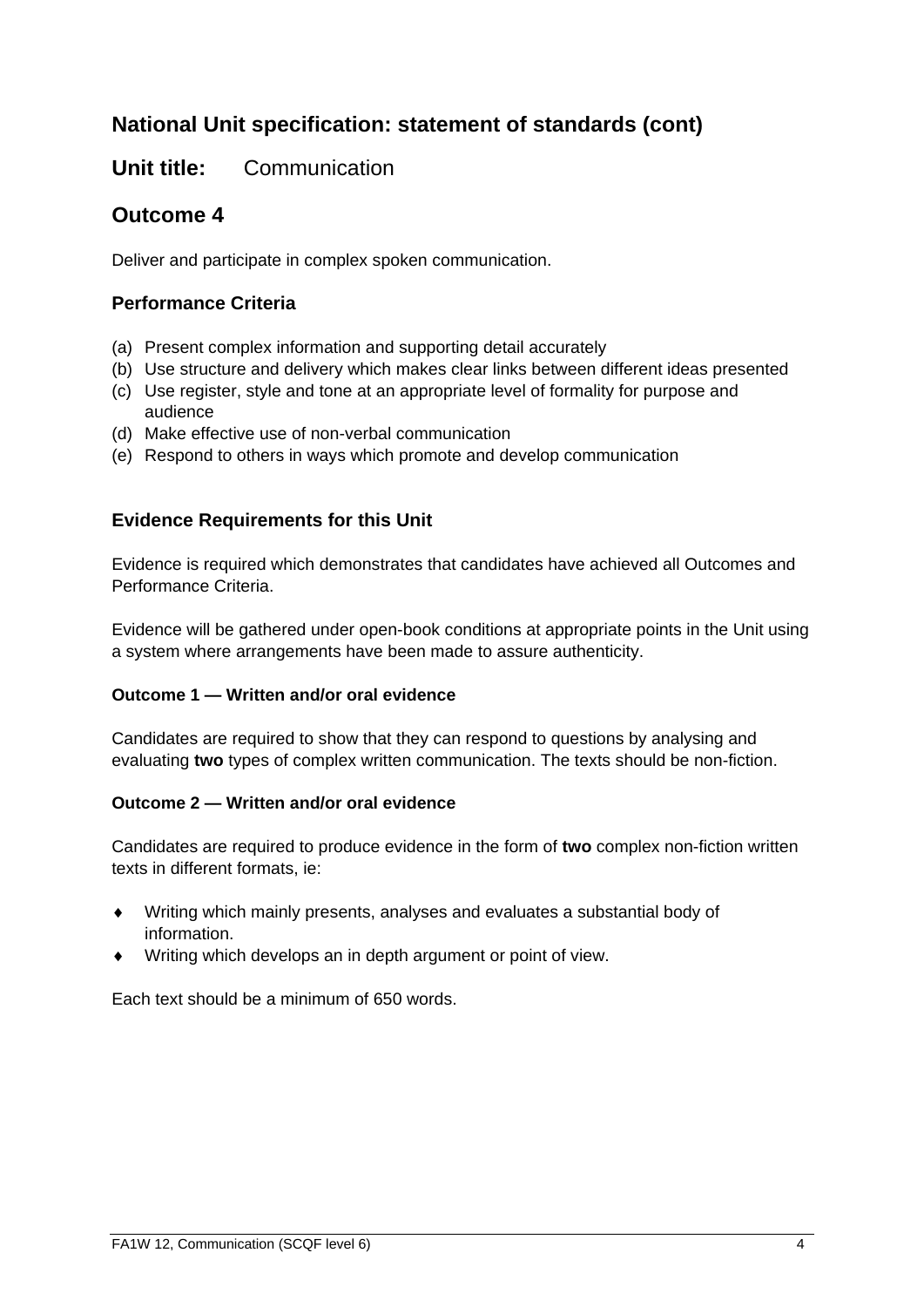## National Unit specification: statement of standards (cont)

## Unit title: Communication

## Outcome 4

Deliver and participate in complex spoken communication.

### Performance Criteria

(a) Present complex information and supporting detail accurately
(b) Use structure and delivery which makes clear links between different ideas presented
(c) Use register, style and tone at an appropriate level of formality for purpose and audience
(d) Make effective use of non-verbal communication
(e) Respond to others in ways which promote and develop communication

### Evidence Requirements for this Unit

Evidence is required which demonstrates that candidates have achieved all Outcomes and Performance Criteria.

Evidence will be gathered under open-book conditions at appropriate points in the Unit using a system where arrangements have been made to assure authenticity.

**Outcome 1 — Written and/or oral evidence**

Candidates are required to show that they can respond to questions by analysing and evaluating **two** types of complex written communication. The texts should be non-fiction.

**Outcome 2 — Written and/or oral evidence**

Candidates are required to produce evidence in the form of **two** complex non-fiction written texts in different formats, ie:

- Writing which mainly presents, analyses and evaluates a substantial body of information.
- Writing which develops an in depth argument or point of view.

Each text should be a minimum of 650 words.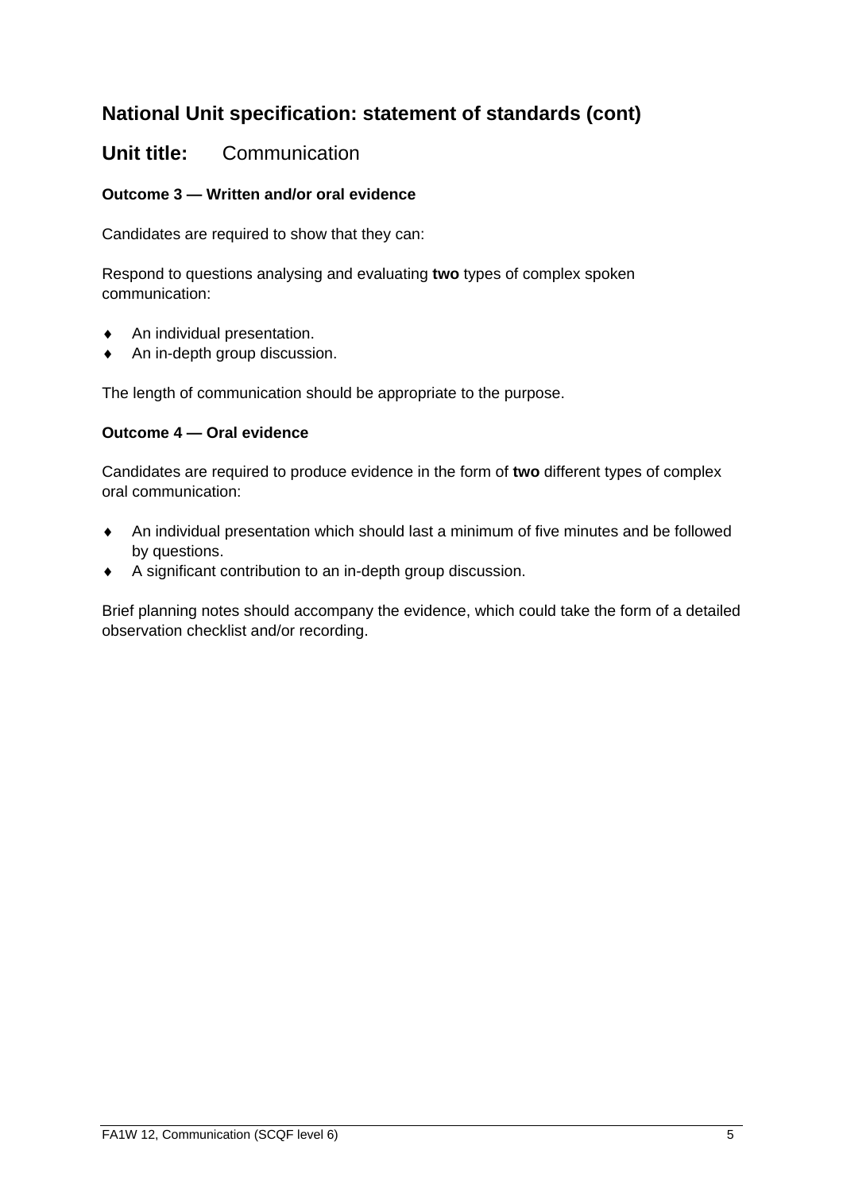## National Unit specification: statement of standards (cont)

## Unit title: Communication

**Outcome 3 — Written and/or oral evidence**

Candidates are required to show that they can:

Respond to questions analysing and evaluating **two** types of complex spoken communication:

- An individual presentation.
- An in-depth group discussion.

The length of communication should be appropriate to the purpose.

**Outcome 4 — Oral evidence**

Candidates are required to produce evidence in the form of **two** different types of complex oral communication:

- An individual presentation which should last a minimum of five minutes and be followed by questions.
- A significant contribution to an in-depth group discussion.

Brief planning notes should accompany the evidence, which could take the form of a detailed observation checklist and/or recording.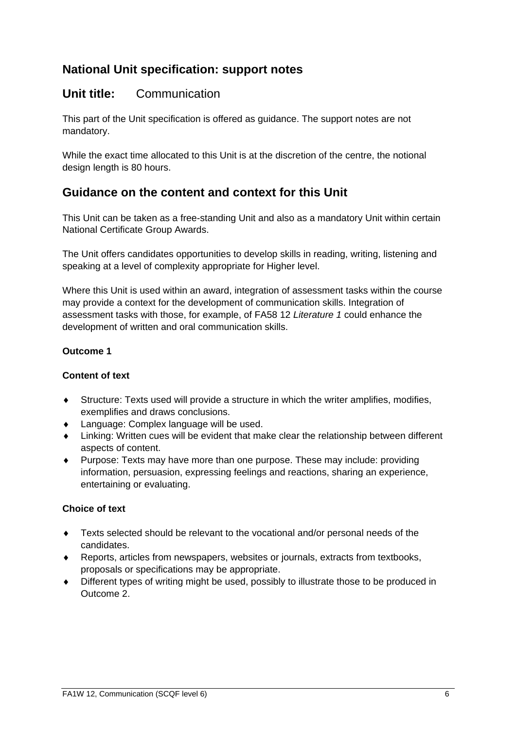## National Unit specification: support notes

## Unit title: Communication

This part of the Unit specification is offered as guidance. The support notes are not mandatory.

While the exact time allocated to this Unit is at the discretion of the centre, the notional design length is 80 hours.

## Guidance on the content and context for this Unit

This Unit can be taken as a free-standing Unit and also as a mandatory Unit within certain National Certificate Group Awards.

The Unit offers candidates opportunities to develop skills in reading, writing, listening and speaking at a level of complexity appropriate for Higher level.

Where this Unit is used within an award, integration of assessment tasks within the course may provide a context for the development of communication skills. Integration of assessment tasks with those, for example, of FA58 12 *Literature 1* could enhance the development of written and oral communication skills.

**Outcome 1**

**Content of text**

- Structure: Texts used will provide a structure in which the writer amplifies, modifies, exemplifies and draws conclusions.
- Language: Complex language will be used.
- Linking: Written cues will be evident that make clear the relationship between different aspects of content.
- Purpose: Texts may have more than one purpose. These may include: providing information, persuasion, expressing feelings and reactions, sharing an experience, entertaining or evaluating.

**Choice of text**

- Texts selected should be relevant to the vocational and/or personal needs of the candidates.
- Reports, articles from newspapers, websites or journals, extracts from textbooks, proposals or specifications may be appropriate.
- Different types of writing might be used, possibly to illustrate those to be produced in Outcome 2.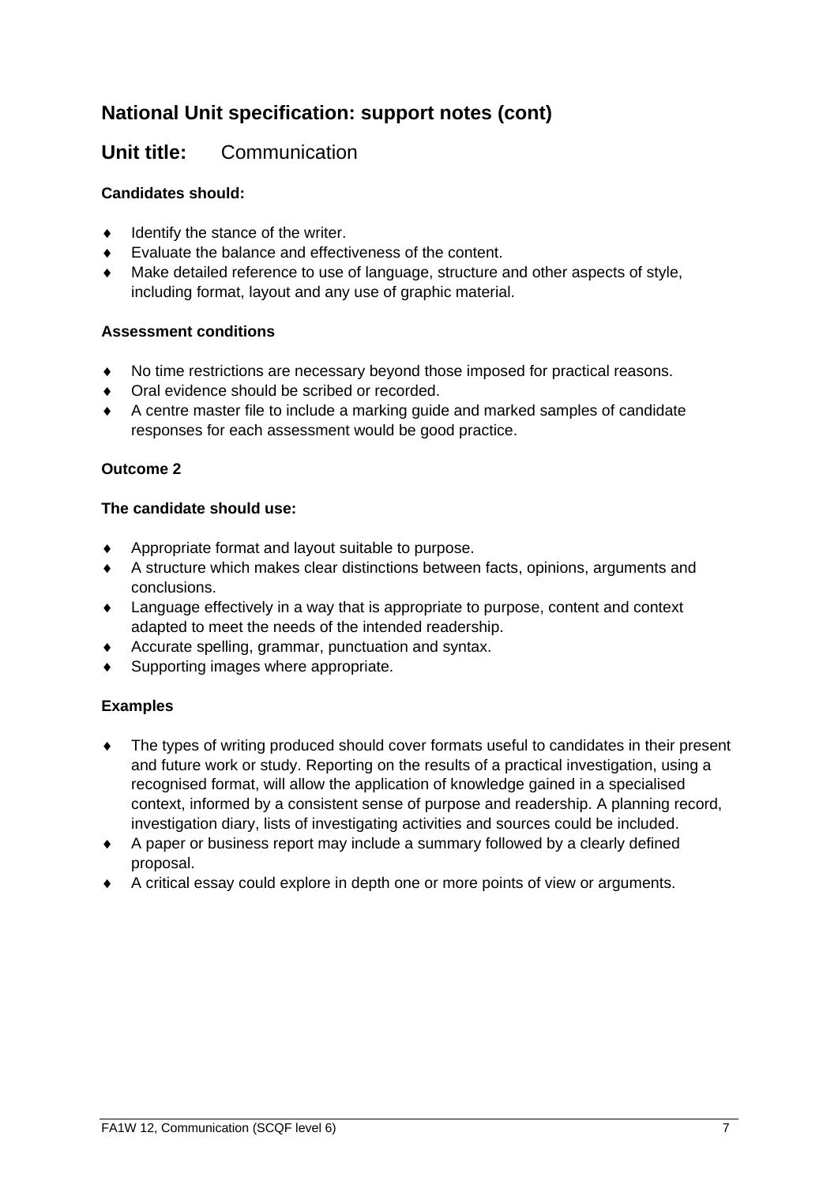## National Unit specification: support notes (cont)

## Unit title: Communication

**Candidates should:**

- Identify the stance of the writer.
- Evaluate the balance and effectiveness of the content.
- Make detailed reference to use of language, structure and other aspects of style, including format, layout and any use of graphic material.

**Assessment conditions**

- No time restrictions are necessary beyond those imposed for practical reasons.
- Oral evidence should be scribed or recorded.
- A centre master file to include a marking guide and marked samples of candidate responses for each assessment would be good practice.

**Outcome 2**

**The candidate should use:**

- Appropriate format and layout suitable to purpose.
- A structure which makes clear distinctions between facts, opinions, arguments and conclusions.
- Language effectively in a way that is appropriate to purpose, content and context adapted to meet the needs of the intended readership.
- Accurate spelling, grammar, punctuation and syntax.
- Supporting images where appropriate.

**Examples**

- The types of writing produced should cover formats useful to candidates in their present and future work or study. Reporting on the results of a practical investigation, using a recognised format, will allow the application of knowledge gained in a specialised context, informed by a consistent sense of purpose and readership. A planning record, investigation diary, lists of investigating activities and sources could be included.
- A paper or business report may include a summary followed by a clearly defined proposal.
- A critical essay could explore in depth one or more points of view or arguments.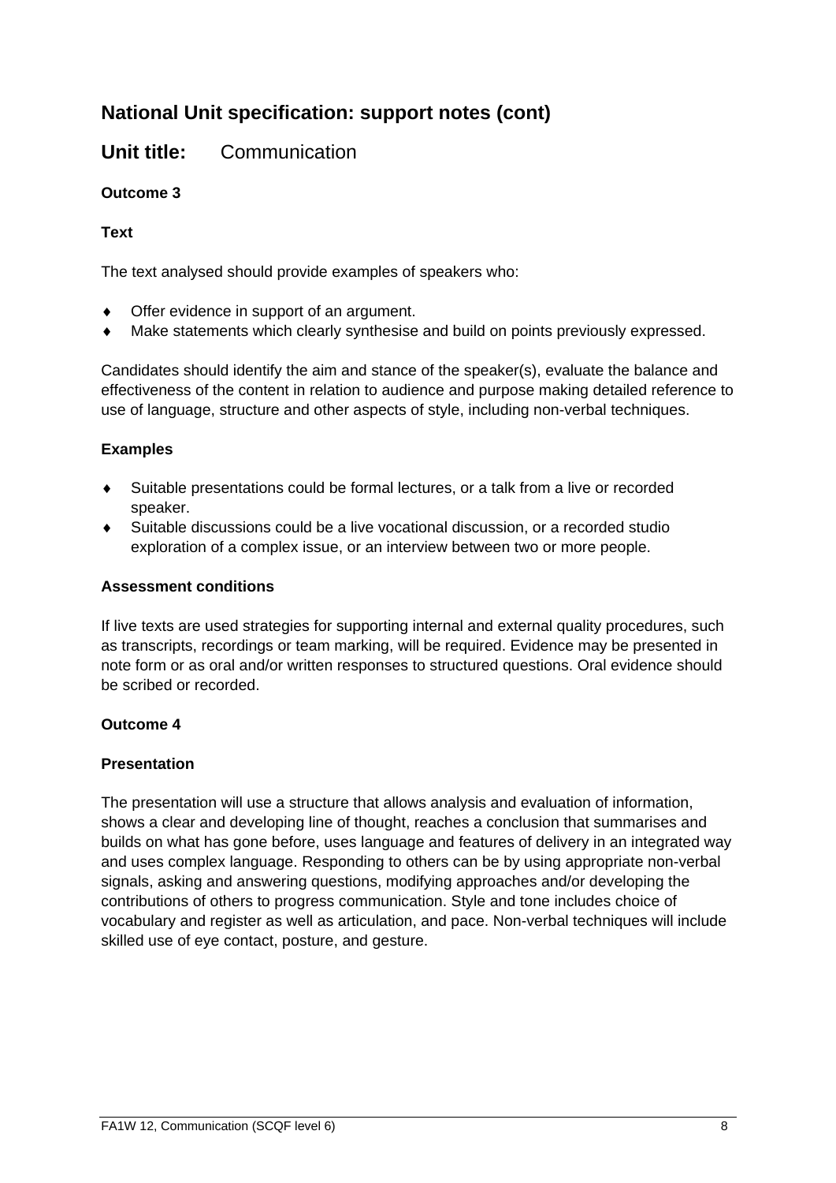## National Unit specification: support notes (cont)

## Unit title: Communication

**Outcome 3**

**Text**

The text analysed should provide examples of speakers who:

- Offer evidence in support of an argument.
- Make statements which clearly synthesise and build on points previously expressed.

Candidates should identify the aim and stance of the speaker(s), evaluate the balance and effectiveness of the content in relation to audience and purpose making detailed reference to use of language, structure and other aspects of style, including non-verbal techniques.

**Examples**

- Suitable presentations could be formal lectures, or a talk from a live or recorded speaker.
- Suitable discussions could be a live vocational discussion, or a recorded studio exploration of a complex issue, or an interview between two or more people.

**Assessment conditions**

If live texts are used strategies for supporting internal and external quality procedures, such as transcripts, recordings or team marking, will be required. Evidence may be presented in note form or as oral and/or written responses to structured questions. Oral evidence should be scribed or recorded.

**Outcome 4**

**Presentation**

The presentation will use a structure that allows analysis and evaluation of information, shows a clear and developing line of thought, reaches a conclusion that summarises and builds on what has gone before, uses language and features of delivery in an integrated way and uses complex language. Responding to others can be by using appropriate non-verbal signals, asking and answering questions, modifying approaches and/or developing the contributions of others to progress communication. Style and tone includes choice of vocabulary and register as well as articulation, and pace. Non-verbal techniques will include skilled use of eye contact, posture, and gesture.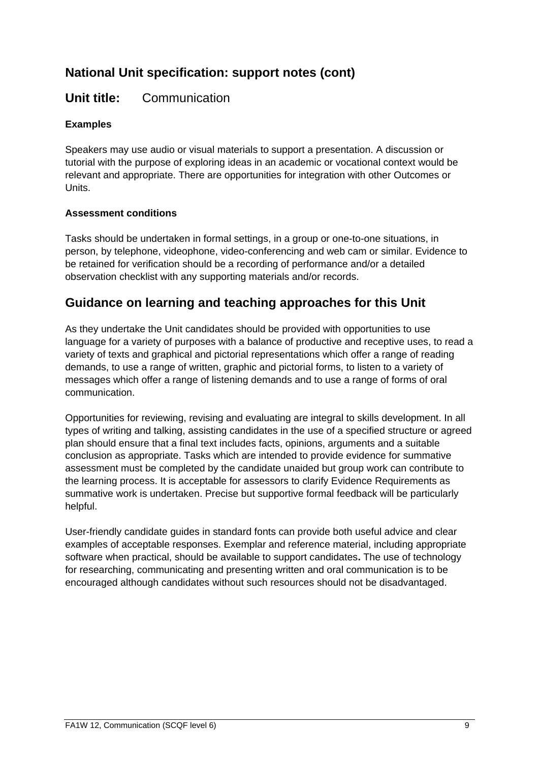## National Unit specification: support notes (cont)

## Unit title: Communication

### Examples

Speakers may use audio or visual materials to support a presentation. A discussion or tutorial with the purpose of exploring ideas in an academic or vocational context would be relevant and appropriate. There are opportunities for integration with other Outcomes or Units.

### Assessment conditions

Tasks should be undertaken in formal settings, in a group or one-to-one situations, in person, by telephone, videophone, video-conferencing and web cam or similar. Evidence to be retained for verification should be a recording of performance and/or a detailed observation checklist with any supporting materials and/or records.

## Guidance on learning and teaching approaches for this Unit

As they undertake the Unit candidates should be provided with opportunities to use language for a variety of purposes with a balance of productive and receptive uses, to read a variety of texts and graphical and pictorial representations which offer a range of reading demands, to use a range of written, graphic and pictorial forms, to listen to a variety of messages which offer a range of listening demands and to use a range of forms of oral communication.

Opportunities for reviewing, revising and evaluating are integral to skills development. In all types of writing and talking, assisting candidates in the use of a specified structure or agreed plan should ensure that a final text includes facts, opinions, arguments and a suitable conclusion as appropriate. Tasks which are intended to provide evidence for summative assessment must be completed by the candidate unaided but group work can contribute to the learning process. It is acceptable for assessors to clarify Evidence Requirements as summative work is undertaken. Precise but supportive formal feedback will be particularly helpful.

User-friendly candidate guides in standard fonts can provide both useful advice and clear examples of acceptable responses. Exemplar and reference material, including appropriate software when practical, should be available to support candidates**.** The use of technology for researching, communicating and presenting written and oral communication is to be encouraged although candidates without such resources should not be disadvantaged.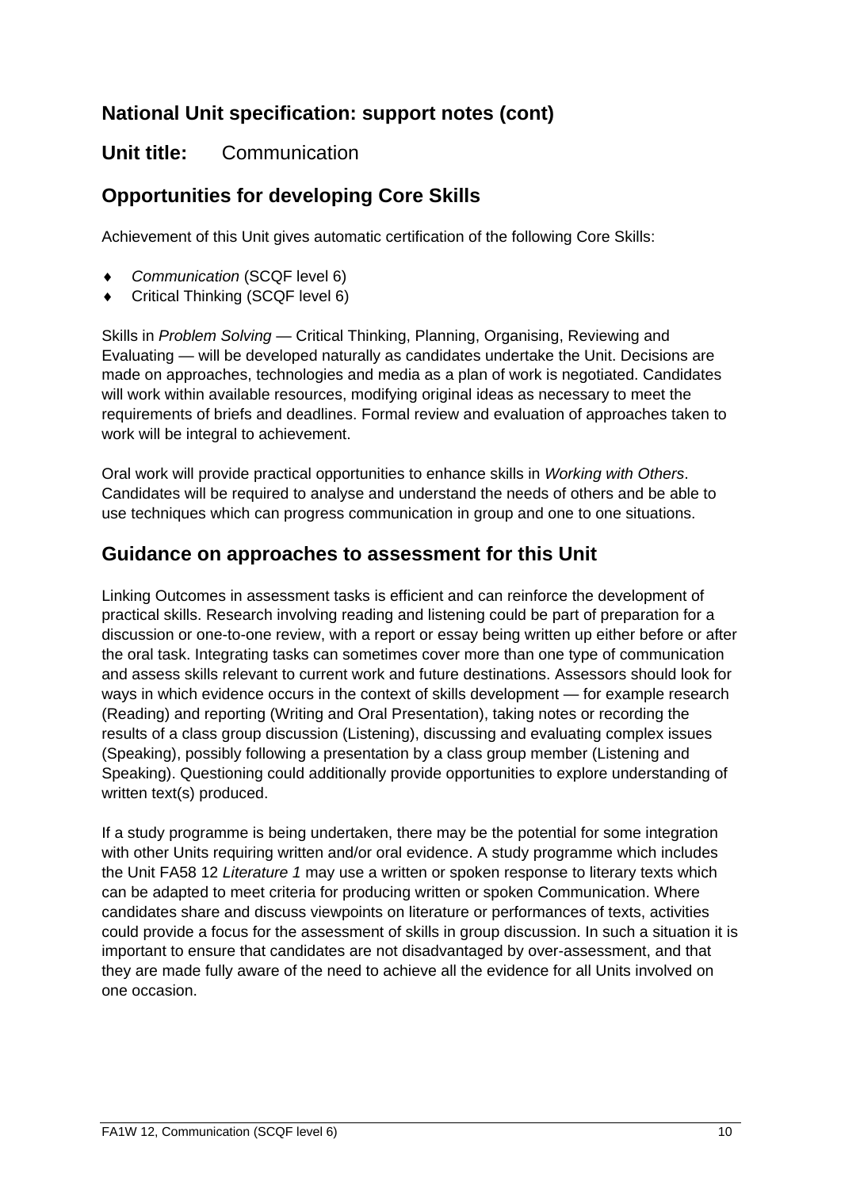## National Unit specification: support notes (cont)

**Unit title:** Communication

## Opportunities for developing Core Skills

Achievement of this Unit gives automatic certification of the following Core Skills:

- *Communication* (SCQF level 6)
- Critical Thinking (SCQF level 6)

Skills in *Problem Solving* — Critical Thinking, Planning, Organising, Reviewing and Evaluating — will be developed naturally as candidates undertake the Unit. Decisions are made on approaches, technologies and media as a plan of work is negotiated. Candidates will work within available resources, modifying original ideas as necessary to meet the requirements of briefs and deadlines. Formal review and evaluation of approaches taken to work will be integral to achievement.

Oral work will provide practical opportunities to enhance skills in *Working with Others*. Candidates will be required to analyse and understand the needs of others and be able to use techniques which can progress communication in group and one to one situations.

## Guidance on approaches to assessment for this Unit

Linking Outcomes in assessment tasks is efficient and can reinforce the development of practical skills. Research involving reading and listening could be part of preparation for a discussion or one-to-one review, with a report or essay being written up either before or after the oral task. Integrating tasks can sometimes cover more than one type of communication and assess skills relevant to current work and future destinations. Assessors should look for ways in which evidence occurs in the context of skills development — for example research (Reading) and reporting (Writing and Oral Presentation), taking notes or recording the results of a class group discussion (Listening), discussing and evaluating complex issues (Speaking), possibly following a presentation by a class group member (Listening and Speaking). Questioning could additionally provide opportunities to explore understanding of written text(s) produced.

If a study programme is being undertaken, there may be the potential for some integration with other Units requiring written and/or oral evidence. A study programme which includes the Unit FA58 12 *Literature 1* may use a written or spoken response to literary texts which can be adapted to meet criteria for producing written or spoken Communication. Where candidates share and discuss viewpoints on literature or performances of texts, activities could provide a focus for the assessment of skills in group discussion. In such a situation it is important to ensure that candidates are not disadvantaged by over-assessment, and that they are made fully aware of the need to achieve all the evidence for all Units involved on one occasion.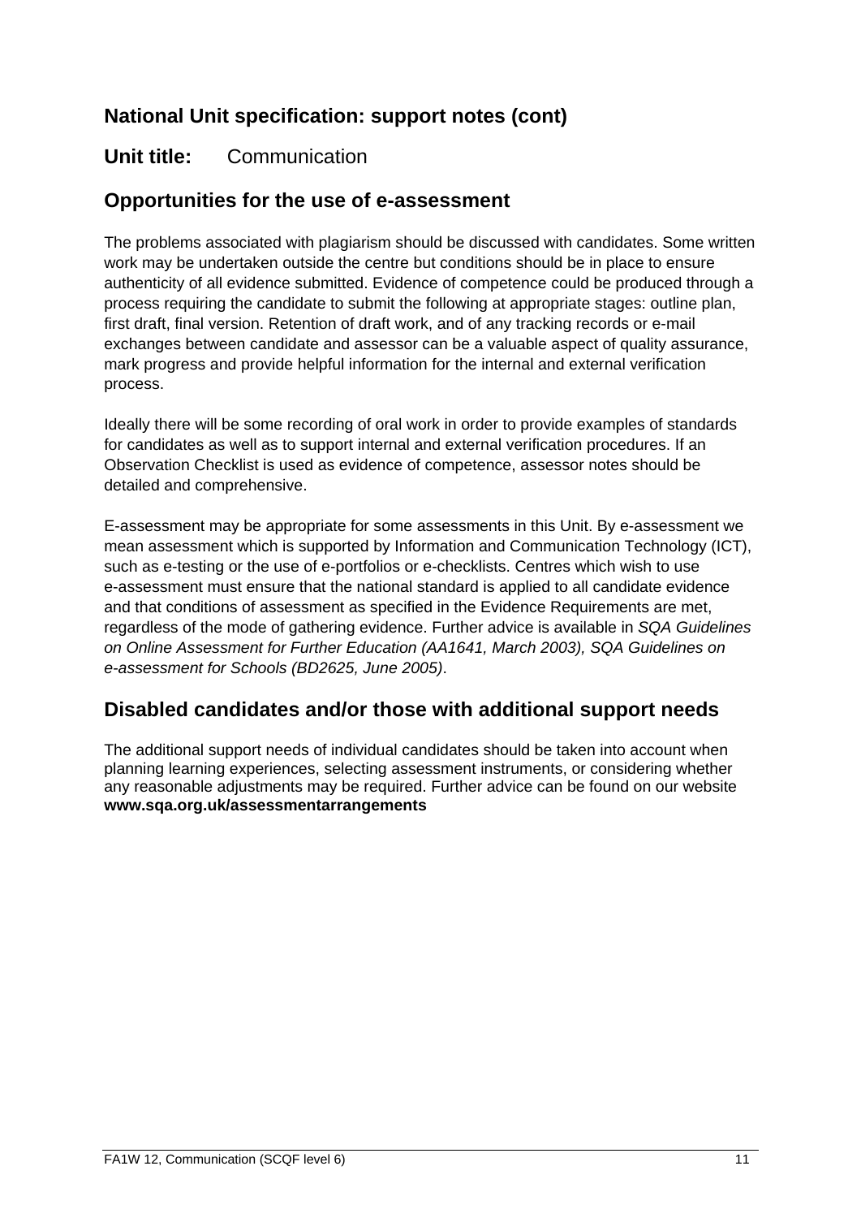## National Unit specification: support notes (cont)

**Unit title:** Communication

## Opportunities for the use of e-assessment

The problems associated with plagiarism should be discussed with candidates. Some written work may be undertaken outside the centre but conditions should be in place to ensure authenticity of all evidence submitted. Evidence of competence could be produced through a process requiring the candidate to submit the following at appropriate stages: outline plan, first draft, final version. Retention of draft work, and of any tracking records or e-mail exchanges between candidate and assessor can be a valuable aspect of quality assurance, mark progress and provide helpful information for the internal and external verification process.

Ideally there will be some recording of oral work in order to provide examples of standards for candidates as well as to support internal and external verification procedures. If an Observation Checklist is used as evidence of competence, assessor notes should be detailed and comprehensive.

E-assessment may be appropriate for some assessments in this Unit. By e-assessment we mean assessment which is supported by Information and Communication Technology (ICT), such as e-testing or the use of e-portfolios or e-checklists. Centres which wish to use e-assessment must ensure that the national standard is applied to all candidate evidence and that conditions of assessment as specified in the Evidence Requirements are met, regardless of the mode of gathering evidence. Further advice is available in *SQA Guidelines on Online Assessment for Further Education (AA1641, March 2003), SQA Guidelines on e-assessment for Schools (BD2625, June 2005)*.

## Disabled candidates and/or those with additional support needs

The additional support needs of individual candidates should be taken into account when planning learning experiences, selecting assessment instruments, or considering whether any reasonable adjustments may be required. Further advice can be found on our website **www.sqa.org.uk/assessmentarrangements**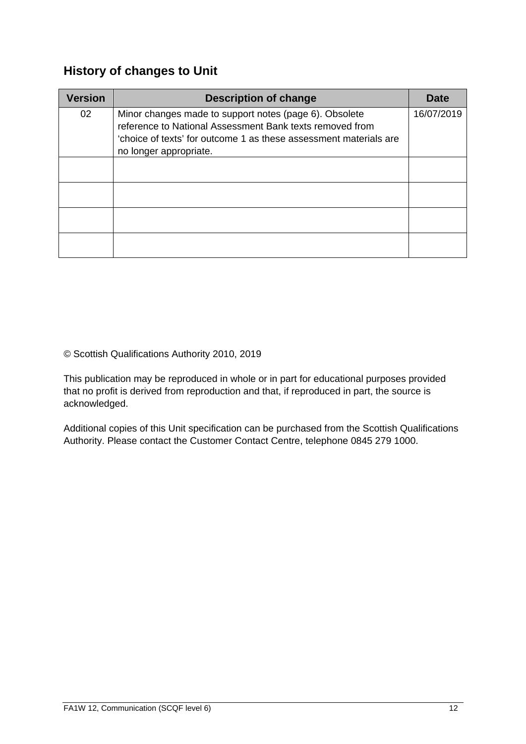## History of changes to Unit

| Version | Description of change | Date |
|---|---|---|
| 02 | Minor changes made to support notes (page 6). Obsolete reference to National Assessment Bank texts removed from ‘choice of texts’ for outcome 1 as these assessment materials are no longer appropriate. | 16/07/2019 |
| | | |
| | | |
| | | |
| | | |

© Scottish Qualifications Authority 2010, 2019

This publication may be reproduced in whole or in part for educational purposes provided that no profit is derived from reproduction and that, if reproduced in part, the source is acknowledged.

Additional copies of this Unit specification can be purchased from the Scottish Qualifications Authority. Please contact the Customer Contact Centre, telephone 0845 279 1000.